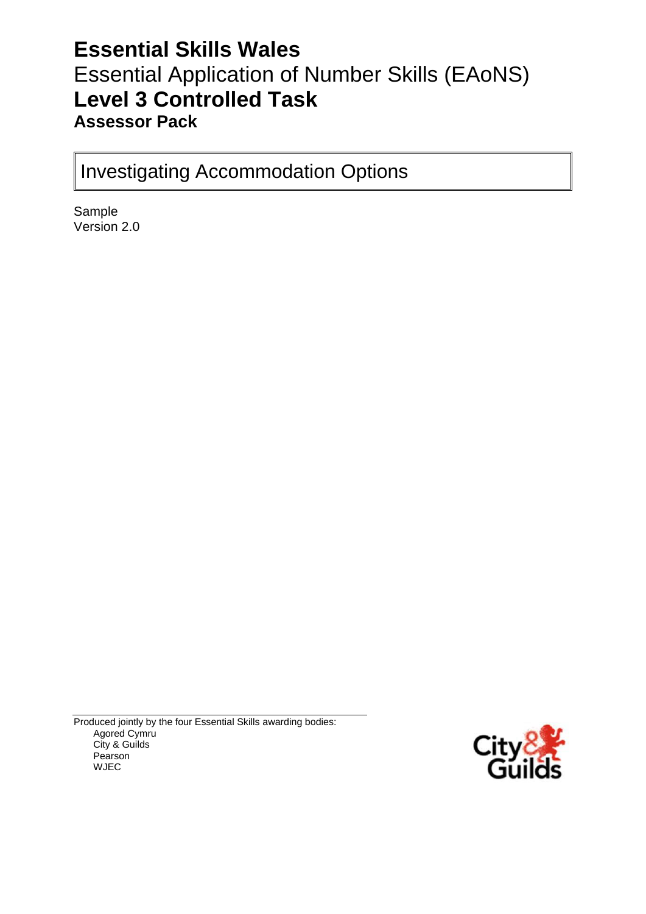# Essential Skills Wales

## Essential Application of Number Skills (EAoNS)

# Level 3 Controlled Task

### Assessor Pack

Investigating Accommodation Options

Sample
Version 2.0

Produced jointly by the four Essential Skills awarding bodies:
- Agored Cymru
- City & Guilds
- Pearson
- WJEC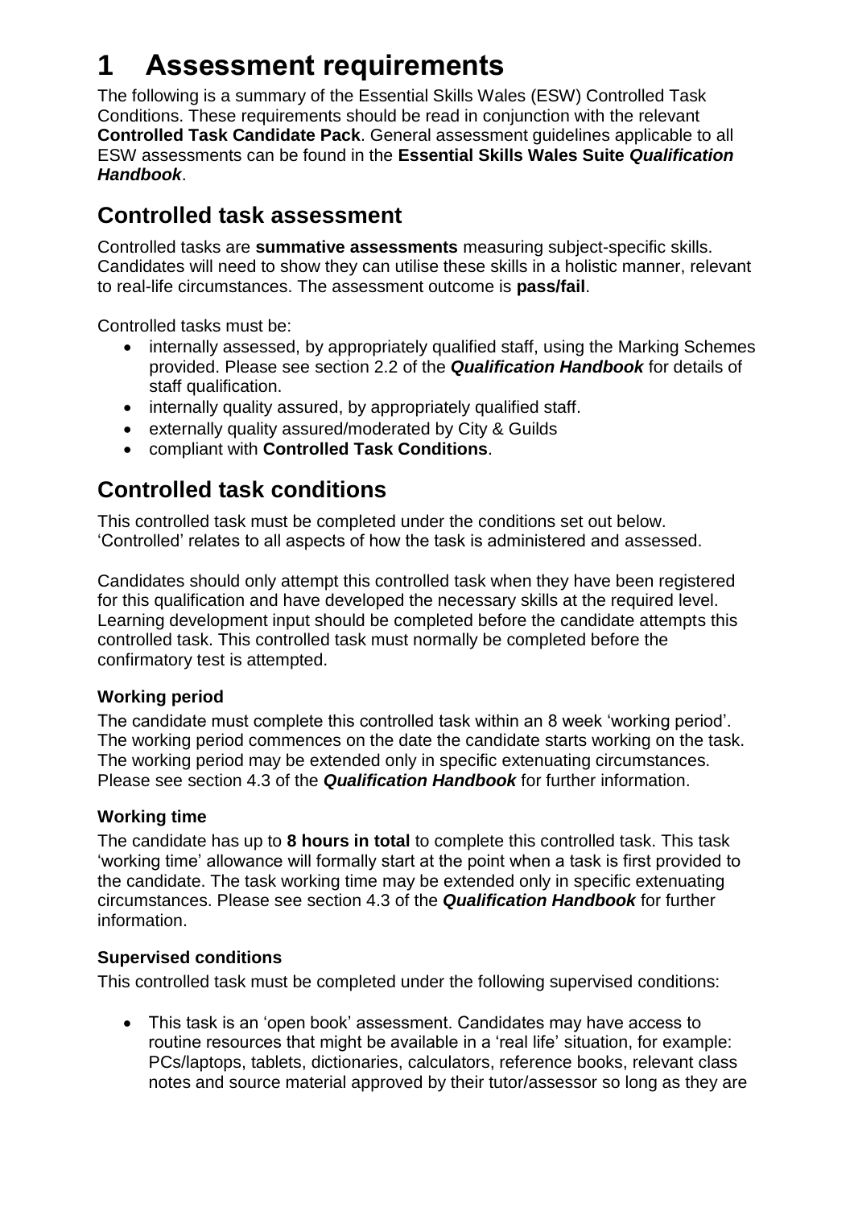# 1 Assessment requirements

The following is a summary of the Essential Skills Wales (ESW) Controlled Task Conditions. These requirements should be read in conjunction with the relevant **Controlled Task Candidate Pack**. General assessment guidelines applicable to all ESW assessments can be found in the **Essential Skills Wales Suite *Qualification Handbook***.

## Controlled task assessment

Controlled tasks are **summative assessments** measuring subject-specific skills. Candidates will need to show they can utilise these skills in a holistic manner, relevant to real-life circumstances. The assessment outcome is **pass/fail**.

Controlled tasks must be:

- internally assessed, by appropriately qualified staff, using the Marking Schemes provided. Please see section 2.2 of the ***Qualification Handbook*** for details of staff qualification.
- internally quality assured, by appropriately qualified staff.
- externally quality assured/moderated by City & Guilds
- compliant with **Controlled Task Conditions**.

## Controlled task conditions

This controlled task must be completed under the conditions set out below. 'Controlled' relates to all aspects of how the task is administered and assessed.

Candidates should only attempt this controlled task when they have been registered for this qualification and have developed the necessary skills at the required level. Learning development input should be completed before the candidate attempts this controlled task. This controlled task must normally be completed before the confirmatory test is attempted.

### Working period

The candidate must complete this controlled task within an 8 week 'working period'. The working period commences on the date the candidate starts working on the task. The working period may be extended only in specific extenuating circumstances. Please see section 4.3 of the ***Qualification Handbook*** for further information.

### Working time

The candidate has up to **8 hours in total** to complete this controlled task. This task 'working time' allowance will formally start at the point when a task is first provided to the candidate. The task working time may be extended only in specific extenuating circumstances. Please see section 4.3 of the ***Qualification Handbook*** for further information.

### Supervised conditions

This controlled task must be completed under the following supervised conditions:

- This task is an 'open book' assessment. Candidates may have access to routine resources that might be available in a 'real life' situation, for example: PCs/laptops, tablets, dictionaries, calculators, reference books, relevant class notes and source material approved by their tutor/assessor so long as they are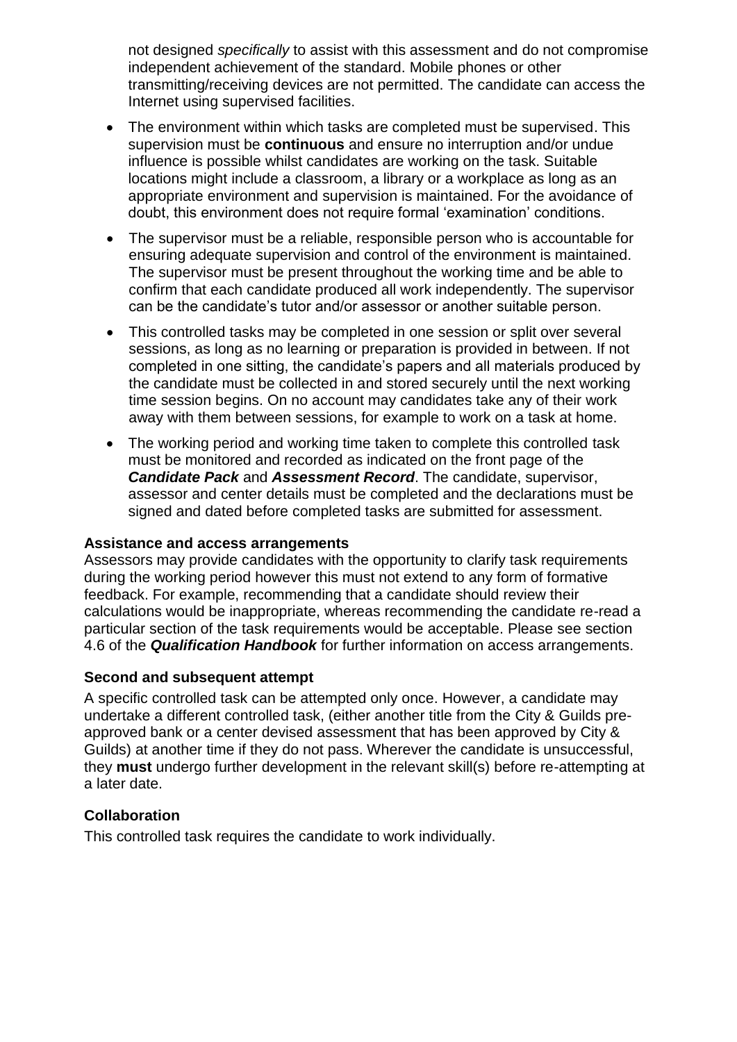not designed *specifically* to assist with this assessment and do not compromise independent achievement of the standard. Mobile phones or other transmitting/receiving devices are not permitted. The candidate can access the Internet using supervised facilities.

- The environment within which tasks are completed must be supervised. This supervision must be **continuous** and ensure no interruption and/or undue influence is possible whilst candidates are working on the task. Suitable locations might include a classroom, a library or a workplace as long as an appropriate environment and supervision is maintained. For the avoidance of doubt, this environment does not require formal 'examination' conditions.
- The supervisor must be a reliable, responsible person who is accountable for ensuring adequate supervision and control of the environment is maintained. The supervisor must be present throughout the working time and be able to confirm that each candidate produced all work independently. The supervisor can be the candidate's tutor and/or assessor or another suitable person.
- This controlled tasks may be completed in one session or split over several sessions, as long as no learning or preparation is provided in between. If not completed in one sitting, the candidate's papers and all materials produced by the candidate must be collected in and stored securely until the next working time session begins. On no account may candidates take any of their work away with them between sessions, for example to work on a task at home.
- The working period and working time taken to complete this controlled task must be monitored and recorded as indicated on the front page of the ***Candidate Pack*** and ***Assessment Record***. The candidate, supervisor, assessor and center details must be completed and the declarations must be signed and dated before completed tasks are submitted for assessment.

**Assistance and access arrangements**

Assessors may provide candidates with the opportunity to clarify task requirements during the working period however this must not extend to any form of formative feedback. For example, recommending that a candidate should review their calculations would be inappropriate, whereas recommending the candidate re-read a particular section of the task requirements would be acceptable. Please see section 4.6 of the ***Qualification Handbook*** for further information on access arrangements.

**Second and subsequent attempt**

A specific controlled task can be attempted only once. However, a candidate may undertake a different controlled task, (either another title from the City & Guilds pre-approved bank or a center devised assessment that has been approved by City & Guilds) at another time if they do not pass. Wherever the candidate is unsuccessful, they **must** undergo further development in the relevant skill(s) before re-attempting at a later date.

**Collaboration**

This controlled task requires the candidate to work individually.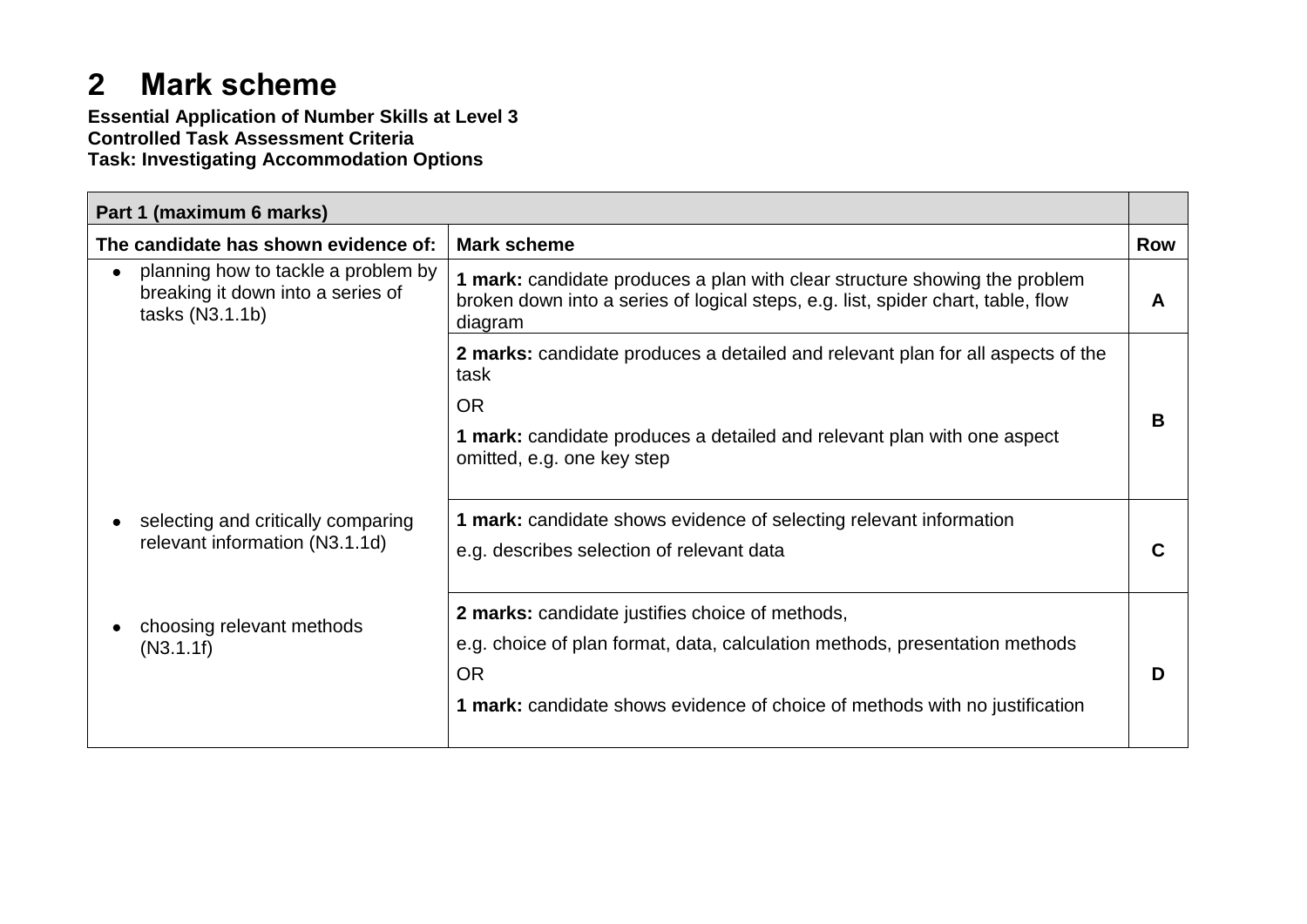## 2 Mark scheme

**Essential Application of Number Skills at Level 3**
**Controlled Task Assessment Criteria**
**Task: Investigating Accommodation Options**

| **Part 1 (maximum 6 marks)** | | |
|---|---|---|
| **The candidate has shown evidence of:** | **Mark scheme** | **Row** |
| • planning how to tackle a problem by breaking it down into a series of tasks (N3.1.1b) | **1 mark:** candidate produces a plan with clear structure showing the problem broken down into a series of logical steps, e.g. list, spider chart, table, flow diagram | **A** |
| | **2 marks:** candidate produces a detailed and relevant plan for all aspects of the task<br>OR<br>**1 mark:** candidate produces a detailed and relevant plan with one aspect omitted, e.g. one key step | **B** |
| • selecting and critically comparing relevant information (N3.1.1d) | **1 mark:** candidate shows evidence of selecting relevant information<br>e.g. describes selection of relevant data | **C** |
| • choosing relevant methods (N3.1.1f) | **2 marks:** candidate justifies choice of methods,<br>e.g. choice of plan format, data, calculation methods, presentation methods<br>OR<br>**1 mark:** candidate shows evidence of choice of methods with no justification | **D** |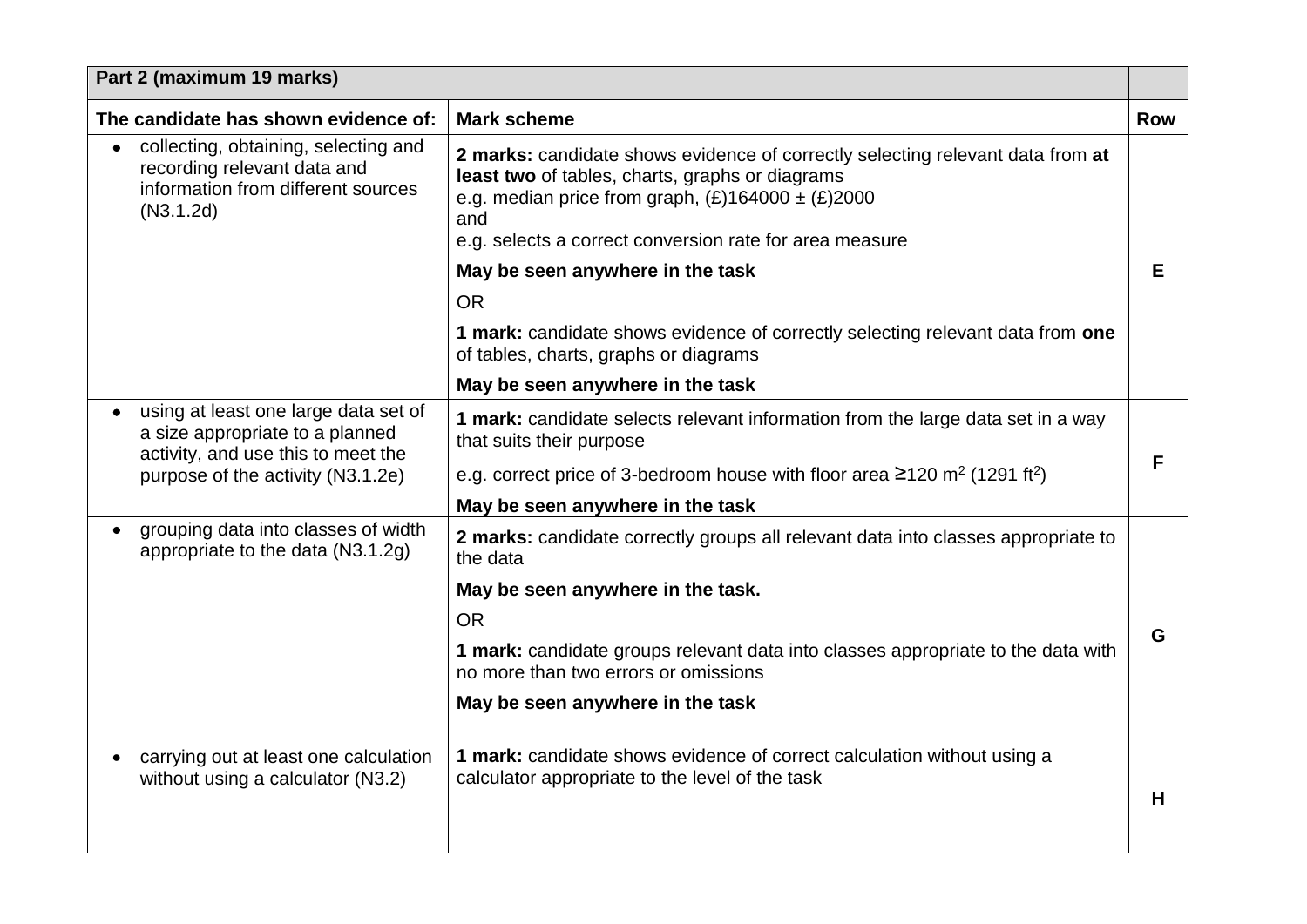| Part 2 (maximum 19 marks) | | |
|---|---|---|
| **The candidate has shown evidence of:** | **Mark scheme** | **Row** |
| • collecting, obtaining, selecting and recording relevant data and information from different sources (N3.1.2d) | **2 marks:** candidate shows evidence of correctly selecting relevant data from **at least two** of tables, charts, graphs or diagrams<br>e.g. median price from graph, (£)164000 ± (£)2000<br>and<br>e.g. selects a correct conversion rate for area measure<br>**May be seen anywhere in the task**<br>OR<br>**1 mark:** candidate shows evidence of correctly selecting relevant data from **one** of tables, charts, graphs or diagrams<br>**May be seen anywhere in the task** | **E** |
| • using at least one large data set of a size appropriate to a planned activity, and use this to meet the purpose of the activity (N3.1.2e) | **1 mark:** candidate selects relevant information from the large data set in a way that suits their purpose<br>e.g. correct price of 3-bedroom house with floor area ≥120 $m^2$ (1291 $ft^2$)<br>**May be seen anywhere in the task** | **F** |
| • grouping data into classes of width appropriate to the data (N3.1.2g) | **2 marks:** candidate correctly groups all relevant data into classes appropriate to the data<br>**May be seen anywhere in the task.**<br>OR<br>**1 mark:** candidate groups relevant data into classes appropriate to the data with no more than two errors or omissions<br>**May be seen anywhere in the task** | **G** |
| • carrying out at least one calculation without using a calculator (N3.2) | **1 mark:** candidate shows evidence of correct calculation without using a calculator appropriate to the level of the task | **H** |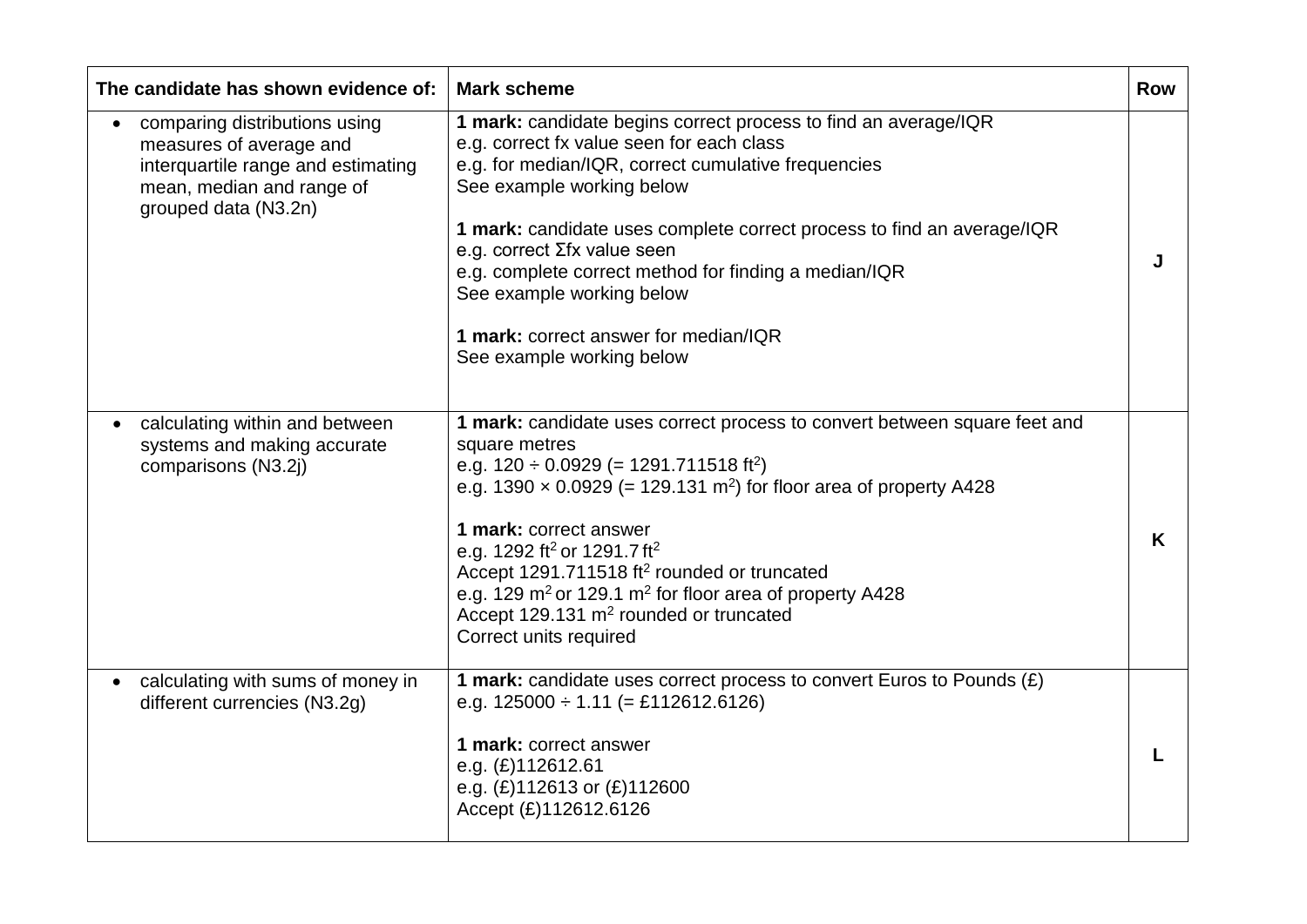| The candidate has shown evidence of: | Mark scheme | Row |
|---|---|---|
| • comparing distributions using measures of average and interquartile range and estimating mean, median and range of grouped data (N3.2n) | **1 mark:** candidate begins correct process to find an average/IQR<br>e.g. correct fx value seen for each class<br>e.g. for median/IQR, correct cumulative frequencies<br>See example working below<br><br>**1 mark:** candidate uses complete correct process to find an average/IQR<br>e.g. correct Σfx value seen<br>e.g. complete correct method for finding a median/IQR<br>See example working below<br><br>**1 mark:** correct answer for median/IQR<br>See example working below | **J** |
| • calculating within and between systems and making accurate comparisons (N3.2j) | **1 mark:** candidate uses correct process to convert between square feet and square metres<br>e.g. 120 ÷ 0.0929 (= 1291.711518 $ft^2$)<br>e.g. 1390 × 0.0929 (= 129.131 $m^2$) for floor area of property A428<br><br>**1 mark:** correct answer<br>e.g. 1292 $ft^2$ or 1291.7 $ft^2$<br>Accept 1291.711518 $ft^2$ rounded or truncated<br>e.g. 129 $m^2$ or 129.1 $m^2$ for floor area of property A428<br>Accept 129.131 $m^2$ rounded or truncated<br>Correct units required | **K** |
| • calculating with sums of money in different currencies (N3.2g) | **1 mark:** candidate uses correct process to convert Euros to Pounds (£)<br>e.g. 125000 ÷ 1.11 (= £112612.6126)<br><br>**1 mark:** correct answer<br>e.g. (£)112612.61<br>e.g. (£)112613 or (£)112600<br>Accept (£)112612.6126 | **L** |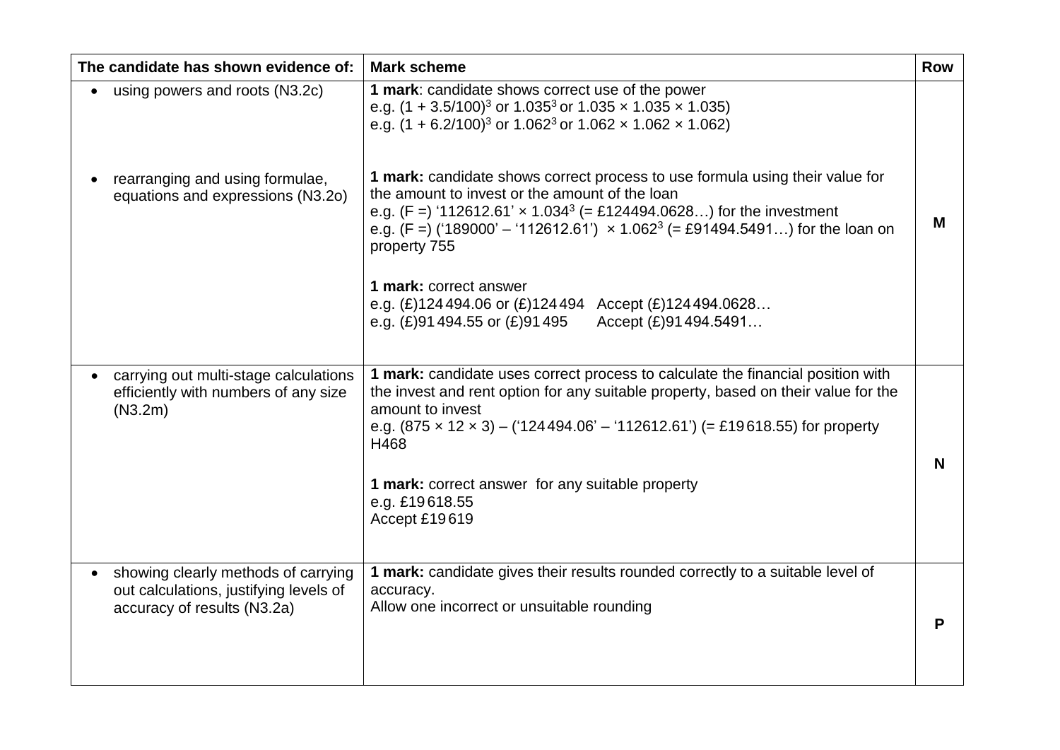| The candidate has shown evidence of: | Mark scheme | Row |
|---|---|---|
| • using powers and roots (N3.2c)<br><br>• rearranging and using formulae, equations and expressions (N3.2o) | **1 mark**: candidate shows correct use of the power<br>e.g. $(1 + 3.5/100)^3$ or $1.035^3$ or $1.035 \times 1.035 \times 1.035$)<br>e.g. $(1 + 6.2/100)^3$ or $1.062^3$ or $1.062 \times 1.062 \times 1.062$)<br><br>**1 mark:** candidate shows correct process to use formula using their value for the amount to invest or the amount of the loan<br>e.g. (F =) '112612.61' × $1.034^3$ (= £124494.0628…) for the investment<br>e.g. (F =) ('189000' – '112612.61') × $1.062^3$ (= £91494.5491…) for the loan on property 755<br><br>**1 mark:** correct answer<br>e.g. (£)124 494.06 or (£)124 494 Accept (£)124 494.0628…<br>e.g. (£)91 494.55 or (£)91 495 Accept (£)91 494.5491… | **M** |
| • carrying out multi-stage calculations efficiently with numbers of any size (N3.2m) | **1 mark:** candidate uses correct process to calculate the financial position with the invest and rent option for any suitable property, based on their value for the amount to invest<br>e.g. (875 × 12 × 3) – ('124 494.06' – '112612.61') (= £19 618.55) for property H468<br><br>**1 mark:** correct answer for any suitable property<br>e.g. £19 618.55<br>Accept £19 619 | **N** |
| • showing clearly methods of carrying out calculations, justifying levels of accuracy of results (N3.2a) | **1 mark:** candidate gives their results rounded correctly to a suitable level of accuracy.<br>Allow one incorrect or unsuitable rounding | **P** |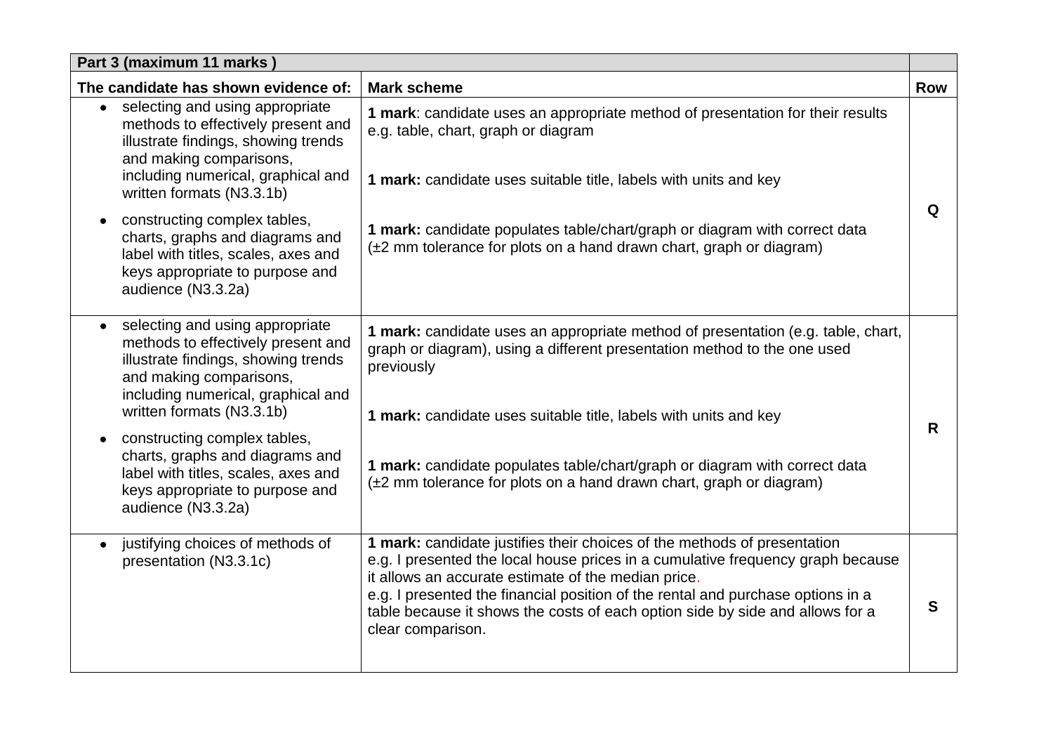| Part 3 (maximum 11 marks ) | | |
|---|---|---|
| **The candidate has shown evidence of:** | **Mark scheme** | **Row** |
| • selecting and using appropriate methods to effectively present and illustrate findings, showing trends and making comparisons, including numerical, graphical and written formats (N3.3.1b)<br>• constructing complex tables, charts, graphs and diagrams and label with titles, scales, axes and keys appropriate to purpose and audience (N3.3.2a) | **1 mark**: candidate uses an appropriate method of presentation for their results e.g. table, chart, graph or diagram<br><br>**1 mark:** candidate uses suitable title, labels with units and key<br><br>**1 mark:** candidate populates table/chart/graph or diagram with correct data (±2 mm tolerance for plots on a hand drawn chart, graph or diagram) | **Q** |
| • selecting and using appropriate methods to effectively present and illustrate findings, showing trends and making comparisons, including numerical, graphical and written formats (N3.3.1b)<br>• constructing complex tables, charts, graphs and diagrams and label with titles, scales, axes and keys appropriate to purpose and audience (N3.3.2a) | **1 mark:** candidate uses an appropriate method of presentation (e.g. table, chart, graph or diagram), using a different presentation method to the one used previously<br><br>**1 mark:** candidate uses suitable title, labels with units and key<br><br>**1 mark:** candidate populates table/chart/graph or diagram with correct data (±2 mm tolerance for plots on a hand drawn chart, graph or diagram) | **R** |
| • justifying choices of methods of presentation (N3.3.1c) | **1 mark:** candidate justifies their choices of the methods of presentation<br>e.g. I presented the local house prices in a cumulative frequency graph because it allows an accurate estimate of the median price.<br>e.g. I presented the financial position of the rental and purchase options in a table because it shows the costs of each option side by side and allows for a clear comparison. | **S** |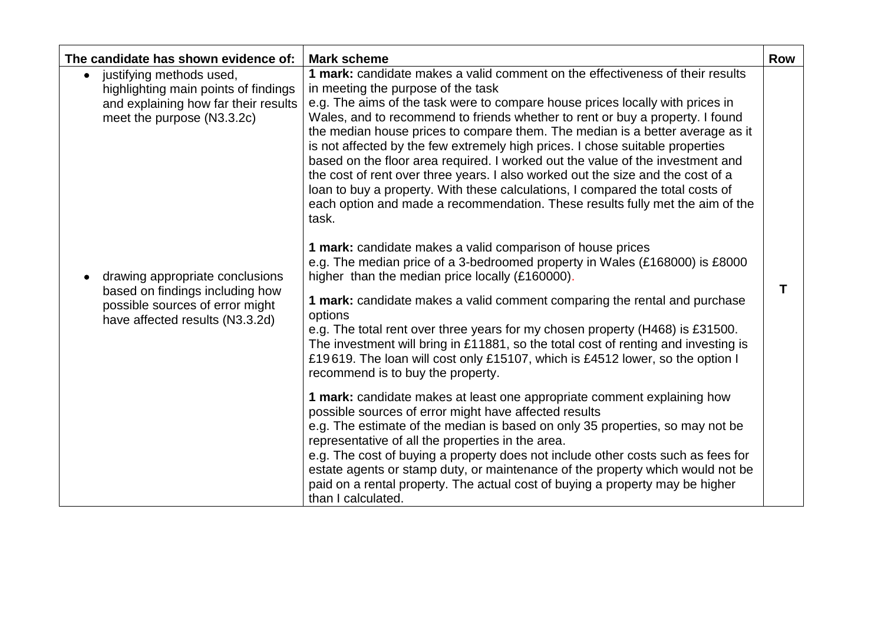| The candidate has shown evidence of: | Mark scheme | Row |
|---|---|---|
| • justifying methods used, highlighting main points of findings and explaining how far their results meet the purpose (N3.3.2c)<br><br>• drawing appropriate conclusions based on findings including how possible sources of error might have affected results (N3.3.2d) | **1 mark:** candidate makes a valid comment on the effectiveness of their results in meeting the purpose of the task<br>e.g. The aims of the task were to compare house prices locally with prices in Wales, and to recommend to friends whether to rent or buy a property. I found the median house prices to compare them. The median is a better average as it is not affected by the few extremely high prices. I chose suitable properties based on the floor area required. I worked out the value of the investment and the cost of rent over three years. I also worked out the size and the cost of a loan to buy a property. With these calculations, I compared the total costs of each option and made a recommendation. These results fully met the aim of the task.<br><br>**1 mark:** candidate makes a valid comparison of house prices<br>e.g. The median price of a 3-bedroomed property in Wales (£168000) is £8000 higher than the median price locally (£160000).<br><br>**1 mark:** candidate makes a valid comment comparing the rental and purchase options<br>e.g. The total rent over three years for my chosen property (H468) is £31500. The investment will bring in £11881, so the total cost of renting and investing is £19 619. The loan will cost only £15107, which is £4512 lower, so the option I recommend is to buy the property.<br><br>**1 mark:** candidate makes at least one appropriate comment explaining how possible sources of error might have affected results<br>e.g. The estimate of the median is based on only 35 properties, so may not be representative of all the properties in the area.<br>e.g. The cost of buying a property does not include other costs such as fees for estate agents or stamp duty, or maintenance of the property which would not be paid on a rental property. The actual cost of buying a property may be higher than I calculated. | **T** |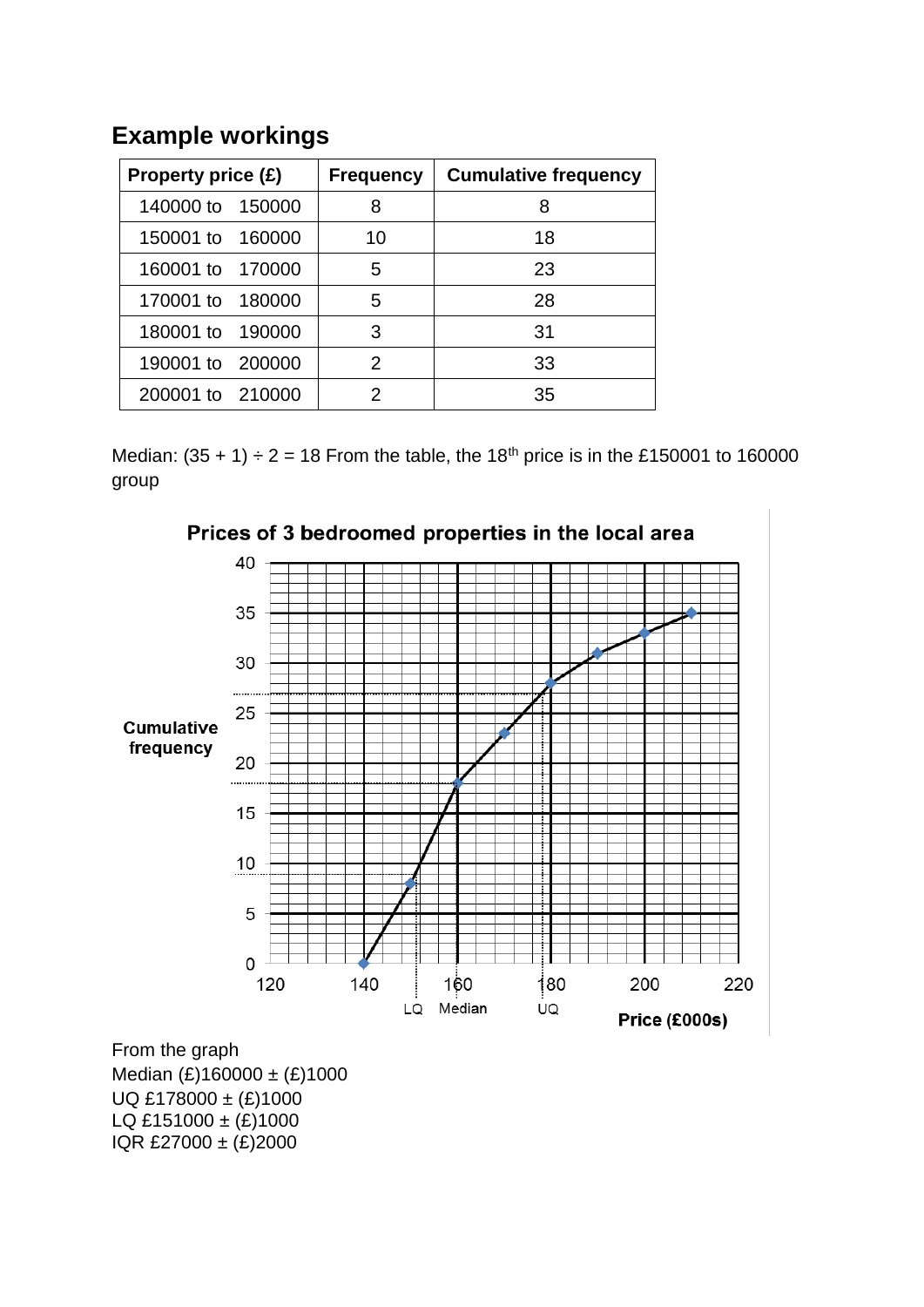## Example workings

| Property price (£) | Frequency | Cumulative frequency |
|---|---|---|
| 140000 to 150000 | 8 | 8 |
| 150001 to 160000 | 10 | 18 |
| 160001 to 170000 | 5 | 23 |
| 170001 to 180000 | 5 | 28 |
| 180001 to 190000 | 3 | 31 |
| 190001 to 200000 | 2 | 33 |
| 200001 to 210000 | 2 | 35 |

Median: (35 + 1) ÷ 2 = 18 From the table, the 18th price is in the £150001 to 160000 group

**Prices of 3 bedroomed properties in the local area**

From the graph
Median (£)160000 ± (£)1000
UQ £178000 ± (£)1000
LQ £151000 ± (£)1000
IQR £27000 ± (£)2000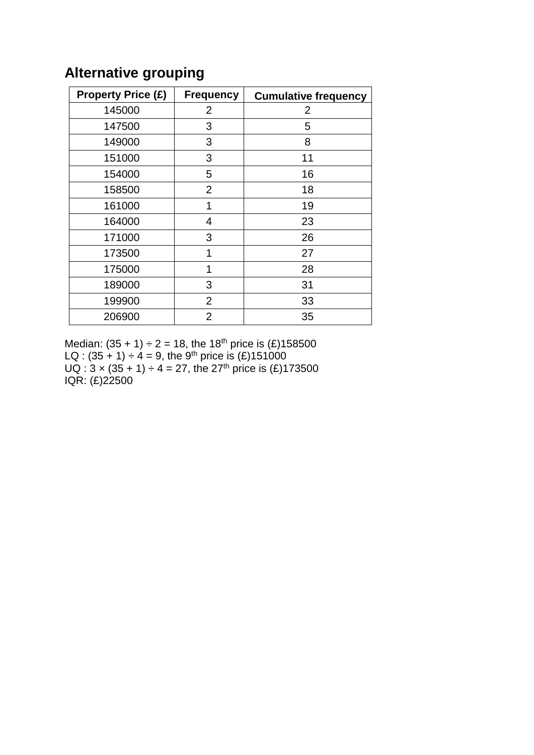## Alternative grouping

| Property Price (£) | Frequency | Cumulative frequency |
|---|---|---|
| 145000 | 2 | 2 |
| 147500 | 3 | 5 |
| 149000 | 3 | 8 |
| 151000 | 3 | 11 |
| 154000 | 5 | 16 |
| 158500 | 2 | 18 |
| 161000 | 1 | 19 |
| 164000 | 4 | 23 |
| 171000 | 3 | 26 |
| 173500 | 1 | 27 |
| 175000 | 1 | 28 |
| 189000 | 3 | 31 |
| 199900 | 2 | 33 |
| 206900 | 2 | 35 |

Median: $(35 + 1) \div 2 = 18$, the $18^{th}$ price is (£)158500
LQ : $(35 + 1) \div 4 = 9$, the $9^{th}$ price is (£)151000
UQ : $3 \times (35 + 1) \div 4 = 27$, the $27^{th}$ price is (£)173500
IQR: (£)22500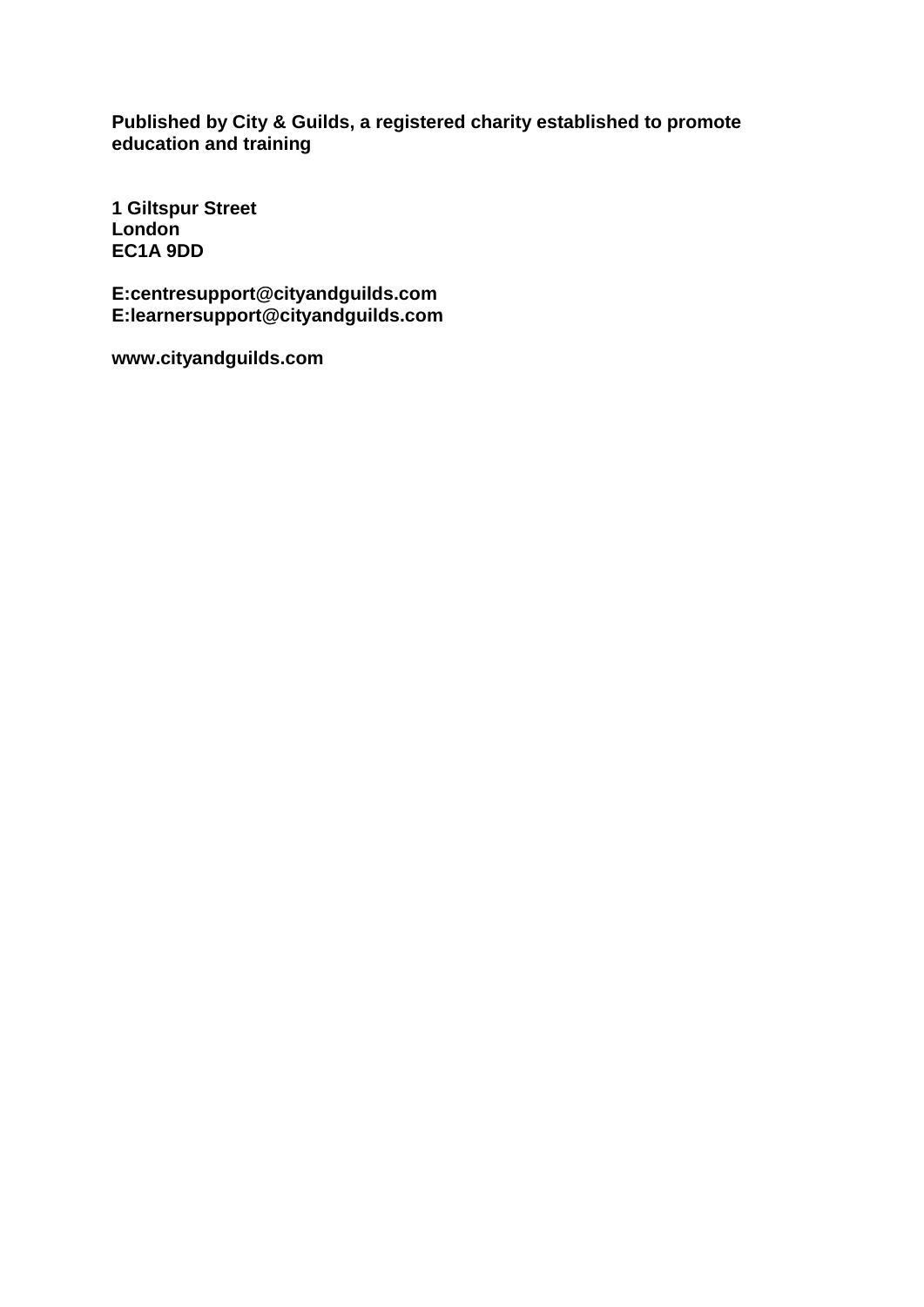**Published by City & Guilds, a registered charity established to promote education and training**

**1 Giltspur Street**
**London**
**EC1A 9DD**

**E:centresupport@cityandguilds.com**
**E:learnersupport@cityandguilds.com**

**www.cityandguilds.com**